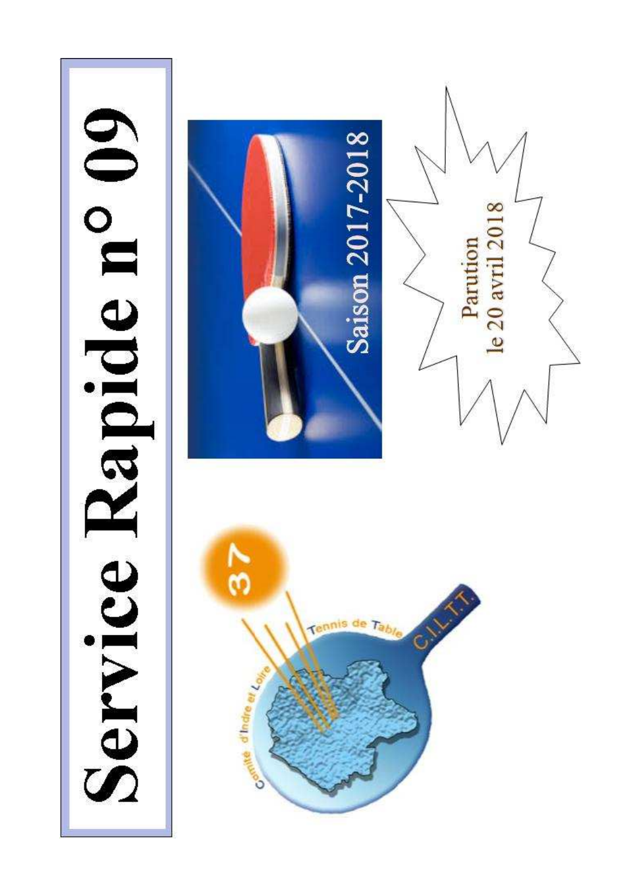# Service Rapide n° 09

Saison 2017-2018

Parution le 20 avril 2018

Comité d'Indre et Loire Tennis de Table

C.I.L.T.T.

37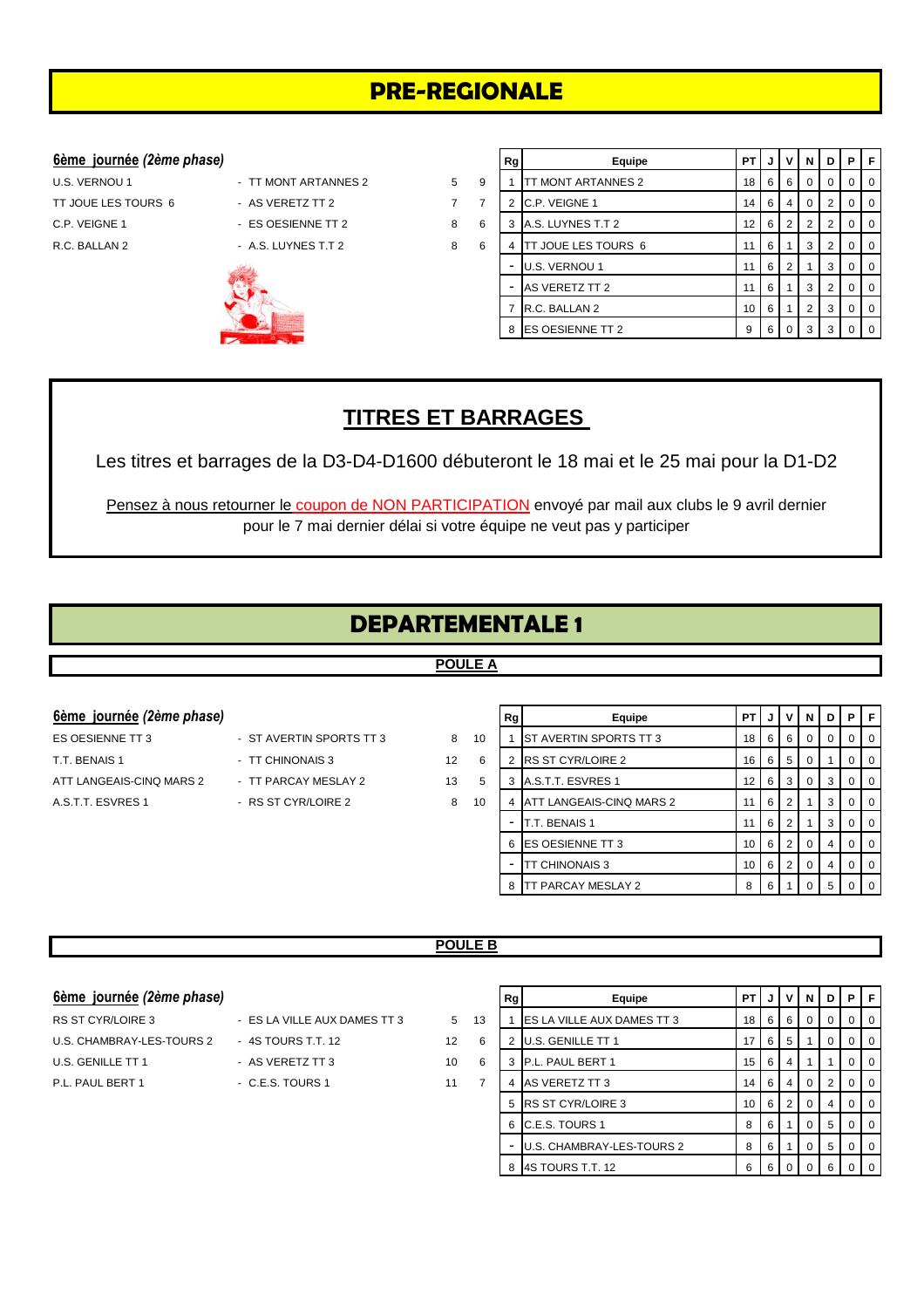# PRE-REGIONALE

**6ème journée** *(2ème phase)*

| | | | |
|---|---|---|---|
| U.S. VERNOU 1 | - TT MONT ARTANNES 2 | 5 | 9 |
| TT JOUE LES TOURS 6 | - AS VERETZ TT 2 | 7 | 7 |
| C.P. VEIGNE 1 | - ES OESIENNE TT 2 | 8 | 6 |
| R.C. BALLAN 2 | - A.S. LUYNES T.T 2 | 8 | 6 |

| Rg | Equipe | PT | J | V | N | D | P | F |
|---|---|---|---|---|---|---|---|---|
| 1 | TT MONT ARTANNES 2 | 18 | 6 | 6 | 0 | 0 | 0 | 0 |
| 2 | C.P. VEIGNE 1 | 14 | 6 | 4 | 0 | 2 | 0 | 0 |
| 3 | A.S. LUYNES T.T 2 | 12 | 6 | 2 | 2 | 2 | 0 | 0 |
| 4 | TT JOUE LES TOURS 6 | 11 | 6 | 1 | 3 | 2 | 0 | 0 |
| - | U.S. VERNOU 1 | 11 | 6 | 2 | 1 | 3 | 0 | 0 |
| - | AS VERETZ TT 2 | 11 | 6 | 1 | 3 | 2 | 0 | 0 |
| 7 | R.C. BALLAN 2 | 10 | 6 | 1 | 2 | 3 | 0 | 0 |
| 8 | ES OESIENNE TT 2 | 9 | 6 | 0 | 3 | 3 | 0 | 0 |

## TITRES ET BARRAGES

Les titres et barrages de la D3-D4-D1600 débuteront le 18 mai et le 25 mai pour la D1-D2

Pensez à nous retourner le coupon de NON PARTICIPATION envoyé par mail aux clubs le 9 avril dernier pour le 7 mai dernier délai si votre équipe ne veut pas y participer

# DEPARTEMENTALE 1

## POULE A

**6ème journée** *(2ème phase)*

| | | | |
|---|---|---|---|
| ES OESIENNE TT 3 | - ST AVERTIN SPORTS TT 3 | 8 | 10 |
| T.T. BENAIS 1 | - TT CHINONAIS 3 | 12 | 6 |
| ATT LANGEAIS-CINQ MARS 2 | - TT PARCAY MESLAY 2 | 13 | 5 |
| A.S.T.T. ESVRES 1 | - RS ST CYR/LOIRE 2 | 8 | 10 |

| Rg | Equipe | PT | J | V | N | D | P | F |
|---|---|---|---|---|---|---|---|---|
| 1 | ST AVERTIN SPORTS TT 3 | 18 | 6 | 6 | 0 | 0 | 0 | 0 |
| 2 | RS ST CYR/LOIRE 2 | 16 | 6 | 5 | 0 | 1 | 0 | 0 |
| 3 | A.S.T.T. ESVRES 1 | 12 | 6 | 3 | 0 | 3 | 0 | 0 |
| 4 | ATT LANGEAIS-CINQ MARS 2 | 11 | 6 | 2 | 1 | 3 | 0 | 0 |
| - | T.T. BENAIS 1 | 11 | 6 | 2 | 1 | 3 | 0 | 0 |
| 6 | ES OESIENNE TT 3 | 10 | 6 | 2 | 0 | 4 | 0 | 0 |
| - | TT CHINONAIS 3 | 10 | 6 | 2 | 0 | 4 | 0 | 0 |
| 8 | TT PARCAY MESLAY 2 | 8 | 6 | 1 | 0 | 5 | 0 | 0 |

## POULE B

**6ème journée** *(2ème phase)*

| | | | |
|---|---|---|---|
| RS ST CYR/LOIRE 3 | - ES LA VILLE AUX DAMES TT 3 | 5 | 13 |
| U.S. CHAMBRAY-LES-TOURS 2 | - 4S TOURS T.T. 12 | 12 | 6 |
| U.S. GENILLE TT 1 | - AS VERETZ TT 3 | 10 | 6 |
| P.L. PAUL BERT 1 | - C.E.S. TOURS 1 | 11 | 7 |

| Rg | Equipe | PT | J | V | N | D | P | F |
|---|---|---|---|---|---|---|---|---|
| 1 | ES LA VILLE AUX DAMES TT 3 | 18 | 6 | 6 | 0 | 0 | 0 | 0 |
| 2 | U.S. GENILLE TT 1 | 17 | 6 | 5 | 1 | 0 | 0 | 0 |
| 3 | P.L. PAUL BERT 1 | 15 | 6 | 4 | 1 | 1 | 0 | 0 |
| 4 | AS VERETZ TT 3 | 14 | 6 | 4 | 0 | 2 | 0 | 0 |
| 5 | RS ST CYR/LOIRE 3 | 10 | 6 | 2 | 0 | 4 | 0 | 0 |
| 6 | C.E.S. TOURS 1 | 8 | 6 | 1 | 0 | 5 | 0 | 0 |
| - | U.S. CHAMBRAY-LES-TOURS 2 | 8 | 6 | 1 | 0 | 5 | 0 | 0 |
| 8 | 4S TOURS T.T. 12 | 6 | 6 | 0 | 0 | 6 | 0 | 0 |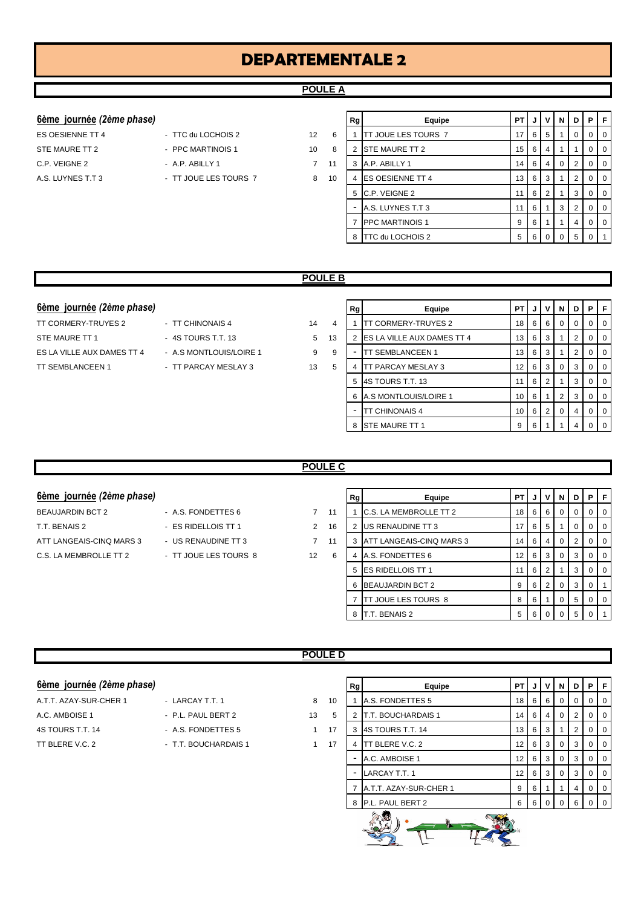# DEPARTEMENTALE 2

## POULE A

**6ème journée** ***(2ème phase)***

| | | | |
|---|---|---|---|
| ES OESIENNE TT 4 | - TTC du LOCHOIS 2 | 12 | 6 |
| STE MAURE TT 2 | - PPC MARTINOIS 1 | 10 | 8 |
| C.P. VEIGNE 2 | - A.P. ABILLY 1 | 7 | 11 |
| A.S. LUYNES T.T 3 | - TT JOUE LES TOURS 7 | 8 | 10 |

| Rg | Equipe | PT | J | V | N | D | P | F |
|---|---|---|---|---|---|---|---|---|
| 1 | TT JOUE LES TOURS 7 | 17 | 6 | 5 | 1 | 0 | 0 | 0 |
| 2 | STE MAURE TT 2 | 15 | 6 | 4 | 1 | 1 | 0 | 0 |
| 3 | A.P. ABILLY 1 | 14 | 6 | 4 | 0 | 2 | 0 | 0 |
| 4 | ES OESIENNE TT 4 | 13 | 6 | 3 | 1 | 2 | 0 | 0 |
| 5 | C.P. VEIGNE 2 | 11 | 6 | 2 | 1 | 3 | 0 | 0 |
| - | A.S. LUYNES T.T 3 | 11 | 6 | 1 | 3 | 2 | 0 | 0 |
| 7 | PPC MARTINOIS 1 | 9 | 6 | 1 | 1 | 4 | 0 | 0 |
| 8 | TTC du LOCHOIS 2 | 5 | 6 | 0 | 0 | 5 | 0 | 1 |

## POULE B

**6ème journée** ***(2ème phase)***

| | | | |
|---|---|---|---|
| TT CORMERY-TRUYES 2 | - TT CHINONAIS 4 | 14 | 4 |
| STE MAURE TT 1 | - 4S TOURS T.T. 13 | 5 | 13 |
| ES LA VILLE AUX DAMES TT 4 | - A.S MONTLOUIS/LOIRE 1 | 9 | 9 |
| TT SEMBLANCEEN 1 | - TT PARCAY MESLAY 3 | 13 | 5 |

| Rg | Equipe | PT | J | V | N | D | P | F |
|---|---|---|---|---|---|---|---|---|
| 1 | TT CORMERY-TRUYES 2 | 18 | 6 | 6 | 0 | 0 | 0 | 0 |
| 2 | ES LA VILLE AUX DAMES TT 4 | 13 | 6 | 3 | 1 | 2 | 0 | 0 |
| - | TT SEMBLANCEEN 1 | 13 | 6 | 3 | 1 | 2 | 0 | 0 |
| 4 | TT PARCAY MESLAY 3 | 12 | 6 | 3 | 0 | 3 | 0 | 0 |
| 5 | 4S TOURS T.T. 13 | 11 | 6 | 2 | 1 | 3 | 0 | 0 |
| 6 | A.S MONTLOUIS/LOIRE 1 | 10 | 6 | 1 | 2 | 3 | 0 | 0 |
| - | TT CHINONAIS 4 | 10 | 6 | 2 | 0 | 4 | 0 | 0 |
| 8 | STE MAURE TT 1 | 9 | 6 | 1 | 1 | 4 | 0 | 0 |

## POULE C

**6ème journée** ***(2ème phase)***

| | | | |
|---|---|---|---|
| BEAUJARDIN BCT 2 | - A.S. FONDETTES 6 | 7 | 11 |
| T.T. BENAIS 2 | - ES RIDELLOIS TT 1 | 2 | 16 |
| ATT LANGEAIS-CINQ MARS 3 | - US RENAUDINE TT 3 | 7 | 11 |
| C.S. LA MEMBROLLE TT 2 | - TT JOUE LES TOURS 8 | 12 | 6 |

| Rg | Equipe | PT | J | V | N | D | P | F |
|---|---|---|---|---|---|---|---|---|
| 1 | C.S. LA MEMBROLLE TT 2 | 18 | 6 | 6 | 0 | 0 | 0 | 0 |
| 2 | US RENAUDINE TT 3 | 17 | 6 | 5 | 1 | 0 | 0 | 0 |
| 3 | ATT LANGEAIS-CINQ MARS 3 | 14 | 6 | 4 | 0 | 2 | 0 | 0 |
| 4 | A.S. FONDETTES 6 | 12 | 6 | 3 | 0 | 3 | 0 | 0 |
| 5 | ES RIDELLOIS TT 1 | 11 | 6 | 2 | 1 | 3 | 0 | 0 |
| 6 | BEAUJARDIN BCT 2 | 9 | 6 | 2 | 0 | 3 | 0 | 1 |
| 7 | TT JOUE LES TOURS 8 | 8 | 6 | 1 | 0 | 5 | 0 | 0 |
| 8 | T.T. BENAIS 2 | 5 | 6 | 0 | 0 | 5 | 0 | 1 |

## POULE D

**6ème journée** ***(2ème phase)***

| | | | |
|---|---|---|---|
| A.T.T. AZAY-SUR-CHER 1 | - LARCAY T.T. 1 | 8 | 10 |
| A.C. AMBOISE 1 | - P.L. PAUL BERT 2 | 13 | 5 |
| 4S TOURS T.T. 14 | - A.S. FONDETTES 5 | 1 | 17 |
| TT BLERE V.C. 2 | - T.T. BOUCHARDAIS 1 | 1 | 17 |

| Rg | Equipe | PT | J | V | N | D | P | F |
|---|---|---|---|---|---|---|---|---|
| 1 | A.S. FONDETTES 5 | 18 | 6 | 6 | 0 | 0 | 0 | 0 |
| 2 | T.T. BOUCHARDAIS 1 | 14 | 6 | 4 | 0 | 2 | 0 | 0 |
| 3 | 4S TOURS T.T. 14 | 13 | 6 | 3 | 1 | 2 | 0 | 0 |
| 4 | TT BLERE V.C. 2 | 12 | 6 | 3 | 0 | 3 | 0 | 0 |
| - | A.C. AMBOISE 1 | 12 | 6 | 3 | 0 | 3 | 0 | 0 |
| - | LARCAY T.T. 1 | 12 | 6 | 3 | 0 | 3 | 0 | 0 |
| 7 | A.T.T. AZAY-SUR-CHER 1 | 9 | 6 | 1 | 1 | 4 | 0 | 0 |
| 8 | P.L. PAUL BERT 2 | 6 | 6 | 0 | 0 | 6 | 0 | 0 |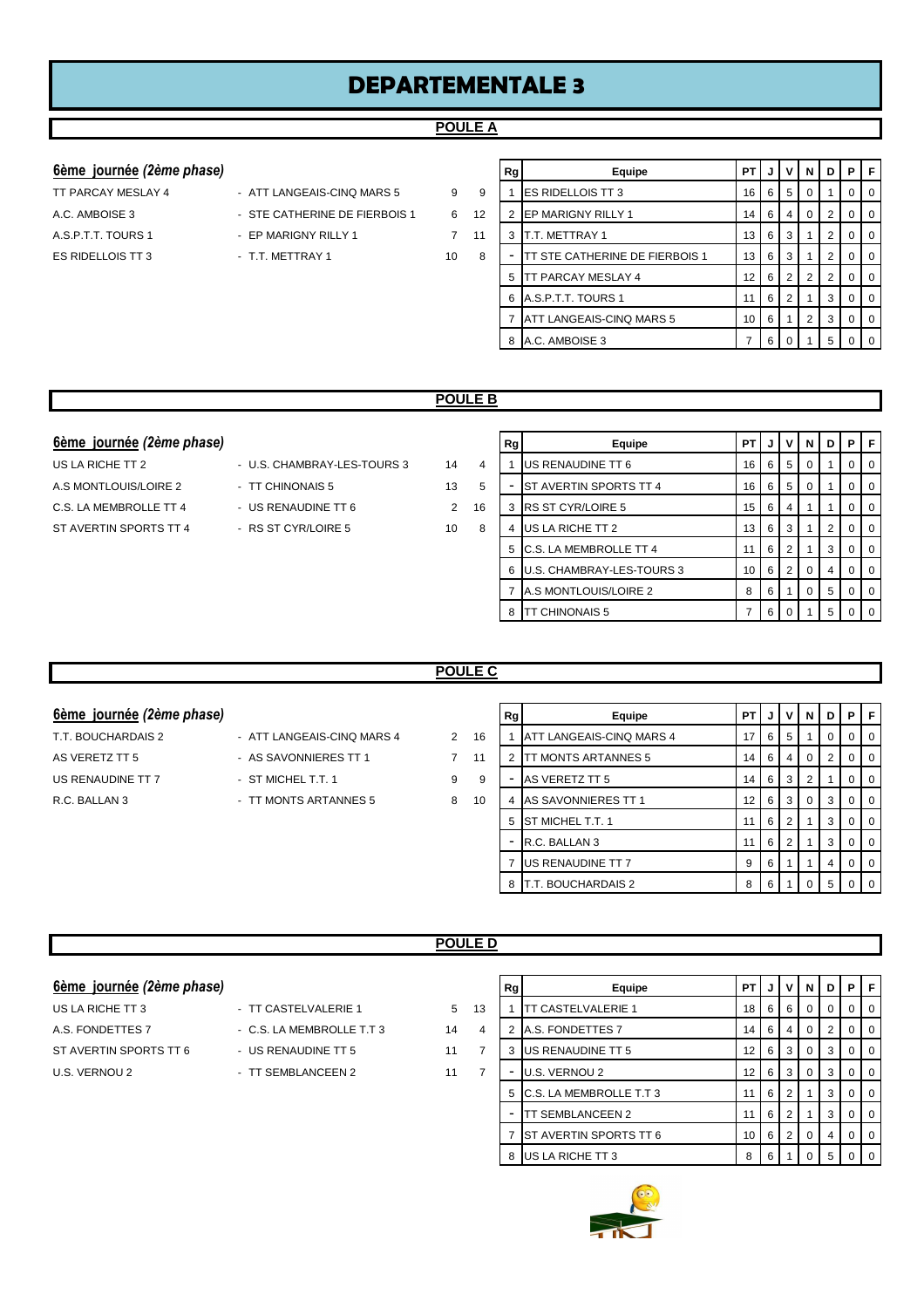# DEPARTEMENTALE 3

## POULE A

### 6ème journée *(2ème phase)*

| | | | |
|---|---|---|---|
| TT PARCAY MESLAY 4 | - ATT LANGEAIS-CINQ MARS 5 | 9 | 9 |
| A.C. AMBOISE 3 | - STE CATHERINE DE FIERBOIS 1 | 6 | 12 |
| A.S.P.T.T. TOURS 1 | - EP MARIGNY RILLY 1 | 7 | 11 |
| ES RIDELLOIS TT 3 | - T.T. METTRAY 1 | 10 | 8 |

| Rg | Equipe | PT | J | V | N | D | P | F |
|---|---|---|---|---|---|---|---|---|
| 1 | ES RIDELLOIS TT 3 | 16 | 6 | 5 | 0 | 1 | 0 | 0 |
| 2 | EP MARIGNY RILLY 1 | 14 | 6 | 4 | 0 | 2 | 0 | 0 |
| 3 | T.T. METTRAY 1 | 13 | 6 | 3 | 1 | 2 | 0 | 0 |
| - | TT STE CATHERINE DE FIERBOIS 1 | 13 | 6 | 3 | 1 | 2 | 0 | 0 |
| 5 | TT PARCAY MESLAY 4 | 12 | 6 | 2 | 2 | 2 | 0 | 0 |
| 6 | A.S.P.T.T. TOURS 1 | 11 | 6 | 2 | 1 | 3 | 0 | 0 |
| 7 | ATT LANGEAIS-CINQ MARS 5 | 10 | 6 | 1 | 2 | 3 | 0 | 0 |
| 8 | A.C. AMBOISE 3 | 7 | 6 | 0 | 1 | 5 | 0 | 0 |

## POULE B

### 6ème journée *(2ème phase)*

| | | | |
|---|---|---|---|
| US LA RICHE TT 2 | - U.S. CHAMBRAY-LES-TOURS 3 | 14 | 4 |
| A.S MONTLOUIS/LOIRE 2 | - TT CHINONAIS 5 | 13 | 5 |
| C.S. LA MEMBROLLE TT 4 | - US RENAUDINE TT 6 | 2 | 16 |
| ST AVERTIN SPORTS TT 4 | - RS ST CYR/LOIRE 5 | 10 | 8 |

| Rg | Equipe | PT | J | V | N | D | P | F |
|---|---|---|---|---|---|---|---|---|
| 1 | US RENAUDINE TT 6 | 16 | 6 | 5 | 0 | 1 | 0 | 0 |
| - | ST AVERTIN SPORTS TT 4 | 16 | 6 | 5 | 0 | 1 | 0 | 0 |
| 3 | RS ST CYR/LOIRE 5 | 15 | 6 | 4 | 1 | 1 | 0 | 0 |
| 4 | US LA RICHE TT 2 | 13 | 6 | 3 | 1 | 2 | 0 | 0 |
| 5 | C.S. LA MEMBROLLE TT 4 | 11 | 6 | 2 | 1 | 3 | 0 | 0 |
| 6 | U.S. CHAMBRAY-LES-TOURS 3 | 10 | 6 | 2 | 0 | 4 | 0 | 0 |
| 7 | A.S MONTLOUIS/LOIRE 2 | 8 | 6 | 1 | 0 | 5 | 0 | 0 |
| 8 | TT CHINONAIS 5 | 7 | 6 | 0 | 1 | 5 | 0 | 0 |

## POULE C

### 6ème journée *(2ème phase)*

| | | | |
|---|---|---|---|
| T.T. BOUCHARDAIS 2 | - ATT LANGEAIS-CINQ MARS 4 | 2 | 16 |
| AS VERETZ TT 5 | - AS SAVONNIERES TT 1 | 7 | 11 |
| US RENAUDINE TT 7 | - ST MICHEL T.T. 1 | 9 | 9 |
| R.C. BALLAN 3 | - TT MONTS ARTANNES 5 | 8 | 10 |

| Rg | Equipe | PT | J | V | N | D | P | F |
|---|---|---|---|---|---|---|---|---|
| 1 | ATT LANGEAIS-CINQ MARS 4 | 17 | 6 | 5 | 1 | 0 | 0 | 0 |
| 2 | TT MONTS ARTANNES 5 | 14 | 6 | 4 | 0 | 2 | 0 | 0 |
| - | AS VERETZ TT 5 | 14 | 6 | 3 | 2 | 1 | 0 | 0 |
| 4 | AS SAVONNIERES TT 1 | 12 | 6 | 3 | 0 | 3 | 0 | 0 |
| 5 | ST MICHEL T.T. 1 | 11 | 6 | 2 | 1 | 3 | 0 | 0 |
| - | R.C. BALLAN 3 | 11 | 6 | 2 | 1 | 3 | 0 | 0 |
| 7 | US RENAUDINE TT 7 | 9 | 6 | 1 | 1 | 4 | 0 | 0 |
| 8 | T.T. BOUCHARDAIS 2 | 8 | 6 | 1 | 0 | 5 | 0 | 0 |

## POULE D

### 6ème journée *(2ème phase)*

| | | | |
|---|---|---|---|
| US LA RICHE TT 3 | - TT CASTELVALERIE 1 | 5 | 13 |
| A.S. FONDETTES 7 | - C.S. LA MEMBROLLE T.T 3 | 14 | 4 |
| ST AVERTIN SPORTS TT 6 | - US RENAUDINE TT 5 | 11 | 7 |
| U.S. VERNOU 2 | - TT SEMBLANCEEN 2 | 11 | 7 |

| Rg | Equipe | PT | J | V | N | D | P | F |
|---|---|---|---|---|---|---|---|---|
| 1 | TT CASTELVALERIE 1 | 18 | 6 | 6 | 0 | 0 | 0 | 0 |
| 2 | A.S. FONDETTES 7 | 14 | 6 | 4 | 0 | 2 | 0 | 0 |
| 3 | US RENAUDINE TT 5 | 12 | 6 | 3 | 0 | 3 | 0 | 0 |
| - | U.S. VERNOU 2 | 12 | 6 | 3 | 0 | 3 | 0 | 0 |
| 5 | C.S. LA MEMBROLLE T.T 3 | 11 | 6 | 2 | 1 | 3 | 0 | 0 |
| - | TT SEMBLANCEEN 2 | 11 | 6 | 2 | 1 | 3 | 0 | 0 |
| 7 | ST AVERTIN SPORTS TT 6 | 10 | 6 | 2 | 0 | 4 | 0 | 0 |
| 8 | US LA RICHE TT 3 | 8 | 6 | 1 | 0 | 5 | 0 | 0 |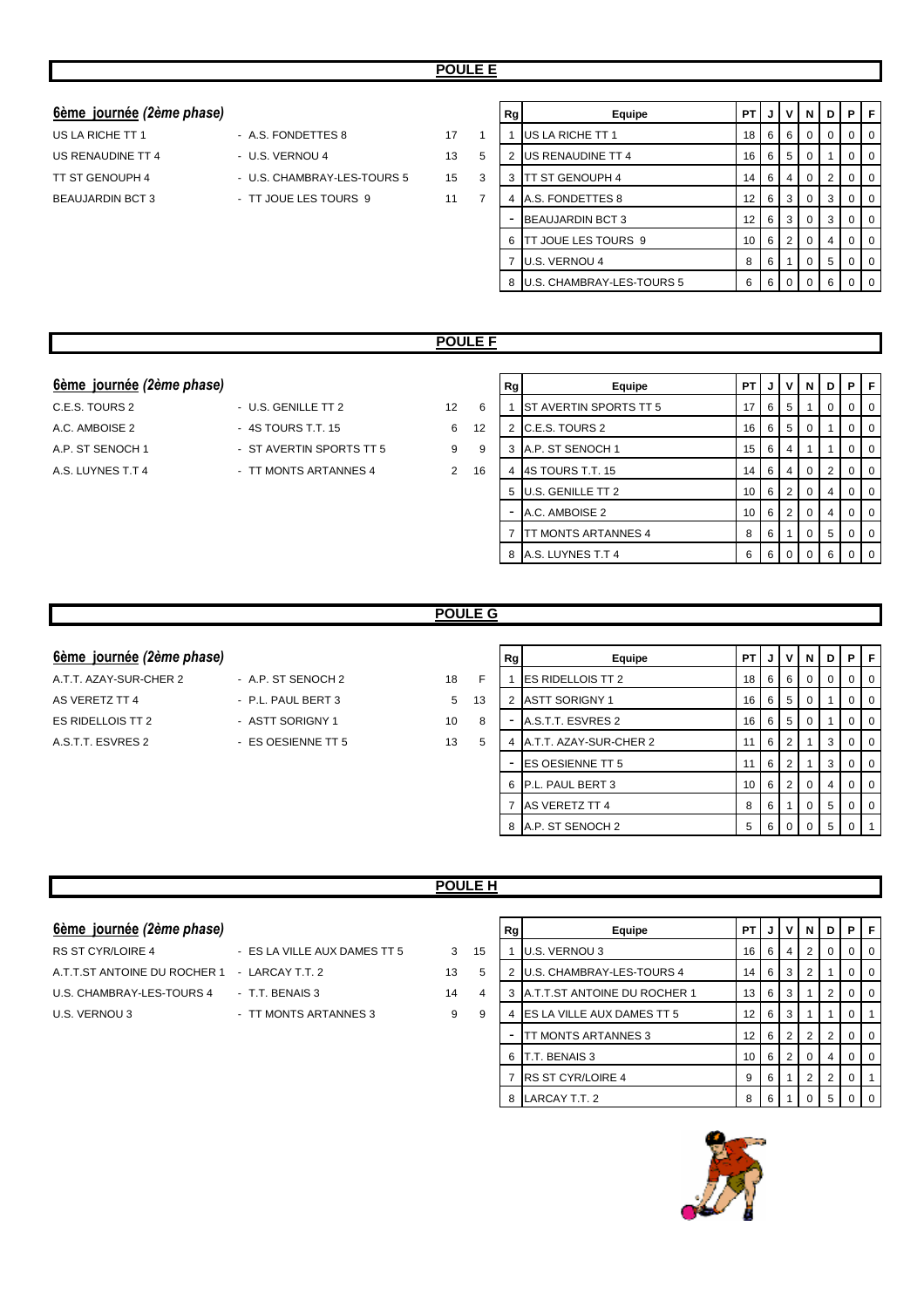## POULE E

### 6ème journée *(2ème phase)*

| | | | |
|---|---|---|---|
| US LA RICHE TT 1 | - A.S. FONDETTES 8 | 17 | 1 |
| US RENAUDINE TT 4 | - U.S. VERNOU 4 | 13 | 5 |
| TT ST GENOUPH 4 | - U.S. CHAMBRAY-LES-TOURS 5 | 15 | 3 |
| BEAUJARDIN BCT 3 | - TT JOUE LES TOURS 9 | 11 | 7 |

| Rg | Equipe | PT | J | V | N | D | P | F |
|---|---|---|---|---|---|---|---|---|
| 1 | US LA RICHE TT 1 | 18 | 6 | 6 | 0 | 0 | 0 | 0 |
| 2 | US RENAUDINE TT 4 | 16 | 6 | 5 | 0 | 1 | 0 | 0 |
| 3 | TT ST GENOUPH 4 | 14 | 6 | 4 | 0 | 2 | 0 | 0 |
| 4 | A.S. FONDETTES 8 | 12 | 6 | 3 | 0 | 3 | 0 | 0 |
| - | BEAUJARDIN BCT 3 | 12 | 6 | 3 | 0 | 3 | 0 | 0 |
| 6 | TT JOUE LES TOURS 9 | 10 | 6 | 2 | 0 | 4 | 0 | 0 |
| 7 | U.S. VERNOU 4 | 8 | 6 | 1 | 0 | 5 | 0 | 0 |
| 8 | U.S. CHAMBRAY-LES-TOURS 5 | 6 | 6 | 0 | 0 | 6 | 0 | 0 |

## POULE F

### 6ème journée *(2ème phase)*

| | | | |
|---|---|---|---|
| C.E.S. TOURS 2 | - U.S. GENILLE TT 2 | 12 | 6 |
| A.C. AMBOISE 2 | - 4S TOURS T.T. 15 | 6 | 12 |
| A.P. ST SENOCH 1 | - ST AVERTIN SPORTS TT 5 | 9 | 9 |
| A.S. LUYNES T.T 4 | - TT MONTS ARTANNES 4 | 2 | 16 |

| Rg | Equipe | PT | J | V | N | D | P | F |
|---|---|---|---|---|---|---|---|---|
| 1 | ST AVERTIN SPORTS TT 5 | 17 | 6 | 5 | 1 | 0 | 0 | 0 |
| 2 | C.E.S. TOURS 2 | 16 | 6 | 5 | 0 | 1 | 0 | 0 |
| 3 | A.P. ST SENOCH 1 | 15 | 6 | 4 | 1 | 1 | 0 | 0 |
| 4 | 4S TOURS T.T. 15 | 14 | 6 | 4 | 0 | 2 | 0 | 0 |
| 5 | U.S. GENILLE TT 2 | 10 | 6 | 2 | 0 | 4 | 0 | 0 |
| - | A.C. AMBOISE 2 | 10 | 6 | 2 | 0 | 4 | 0 | 0 |
| 7 | TT MONTS ARTANNES 4 | 8 | 6 | 1 | 0 | 5 | 0 | 0 |
| 8 | A.S. LUYNES T.T 4 | 6 | 6 | 0 | 0 | 6 | 0 | 0 |

## POULE G

### 6ème journée *(2ème phase)*

| | | | |
|---|---|---|---|
| A.T.T. AZAY-SUR-CHER 2 | - A.P. ST SENOCH 2 | 18 | F |
| AS VERETZ TT 4 | - P.L. PAUL BERT 3 | 5 | 13 |
| ES RIDELLOIS TT 2 | - ASTT SORIGNY 1 | 10 | 8 |
| A.S.T.T. ESVRES 2 | - ES OESIENNE TT 5 | 13 | 5 |

| Rg | Equipe | PT | J | V | N | D | P | F |
|---|---|---|---|---|---|---|---|---|
| 1 | ES RIDELLOIS TT 2 | 18 | 6 | 6 | 0 | 0 | 0 | 0 |
| 2 | ASTT SORIGNY 1 | 16 | 6 | 5 | 0 | 1 | 0 | 0 |
| - | A.S.T.T. ESVRES 2 | 16 | 6 | 5 | 0 | 1 | 0 | 0 |
| 4 | A.T.T. AZAY-SUR-CHER 2 | 11 | 6 | 2 | 1 | 3 | 0 | 0 |
| - | ES OESIENNE TT 5 | 11 | 6 | 2 | 1 | 3 | 0 | 0 |
| 6 | P.L. PAUL BERT 3 | 10 | 6 | 2 | 0 | 4 | 0 | 0 |
| 7 | AS VERETZ TT 4 | 8 | 6 | 1 | 0 | 5 | 0 | 0 |
| 8 | A.P. ST SENOCH 2 | 5 | 6 | 0 | 0 | 5 | 0 | 1 |

## POULE H

### 6ème journée *(2ème phase)*

| | | | |
|---|---|---|---|
| RS ST CYR/LOIRE 4 | - ES LA VILLE AUX DAMES TT 5 | 3 | 15 |
| A.T.T.ST ANTOINE DU ROCHER 1 | - LARCAY T.T. 2 | 13 | 5 |
| U.S. CHAMBRAY-LES-TOURS 4 | - T.T. BENAIS 3 | 14 | 4 |
| U.S. VERNOU 3 | - TT MONTS ARTANNES 3 | 9 | 9 |

| Rg | Equipe | PT | J | V | N | D | P | F |
|---|---|---|---|---|---|---|---|---|
| 1 | U.S. VERNOU 3 | 16 | 6 | 4 | 2 | 0 | 0 | 0 |
| 2 | U.S. CHAMBRAY-LES-TOURS 4 | 14 | 6 | 3 | 2 | 1 | 0 | 0 |
| 3 | A.T.T.ST ANTOINE DU ROCHER 1 | 13 | 6 | 3 | 1 | 2 | 0 | 0 |
| 4 | ES LA VILLE AUX DAMES TT 5 | 12 | 6 | 3 | 1 | 1 | 0 | 1 |
| - | TT MONTS ARTANNES 3 | 12 | 6 | 2 | 2 | 2 | 0 | 0 |
| 6 | T.T. BENAIS 3 | 10 | 6 | 2 | 0 | 4 | 0 | 0 |
| 7 | RS ST CYR/LOIRE 4 | 9 | 6 | 1 | 2 | 2 | 0 | 1 |
| 8 | LARCAY T.T. 2 | 8 | 6 | 1 | 0 | 5 | 0 | 0 |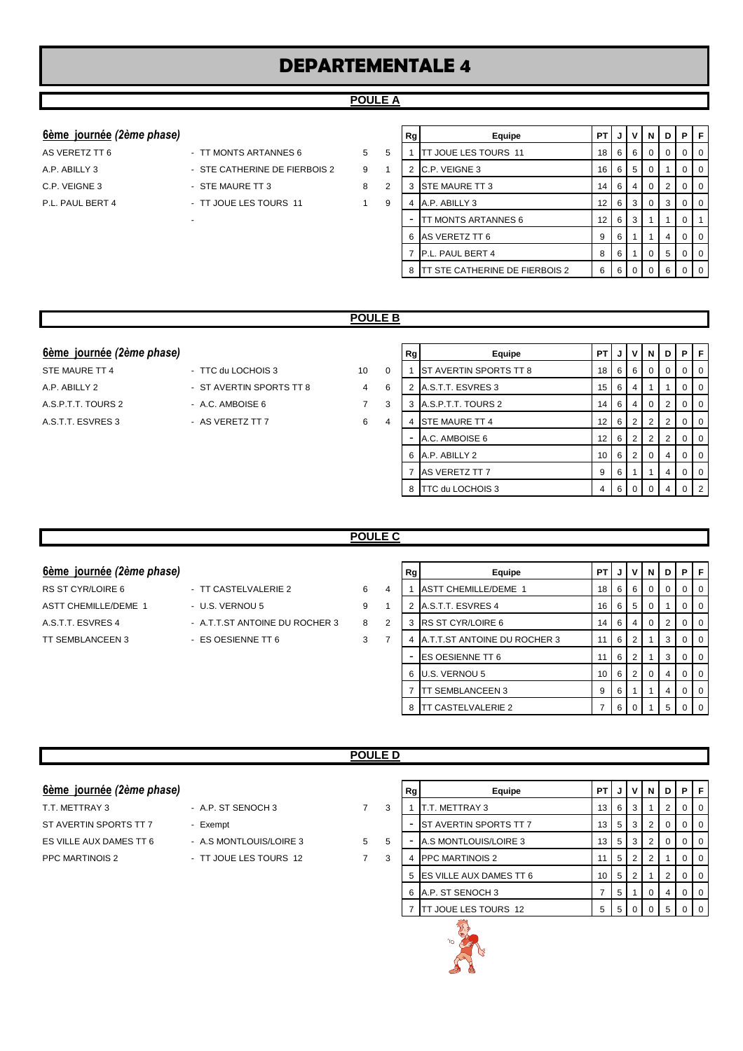# DEPARTEMENTALE 4

## POULE A

### 6ème journée *(2ème phase)*

| | | | |
|---|---|---|---|
| AS VERETZ TT 6 | - TT MONTS ARTANNES 6 | 5 | 5 |
| A.P. ABILLY 3 | - STE CATHERINE DE FIERBOIS 2 | 9 | 1 |
| C.P. VEIGNE 3 | - STE MAURE TT 3 | 8 | 2 |
| P.L. PAUL BERT 4 | - TT JOUE LES TOURS 11 | 1 | 9 |
| | - | | |

| Rg | Equipe | PT | J | V | N | D | P | F |
|---|---|---|---|---|---|---|---|---|
| 1 | TT JOUE LES TOURS 11 | 18 | 6 | 6 | 0 | 0 | 0 | 0 |
| 2 | C.P. VEIGNE 3 | 16 | 6 | 5 | 0 | 1 | 0 | 0 |
| 3 | STE MAURE TT 3 | 14 | 6 | 4 | 0 | 2 | 0 | 0 |
| 4 | A.P. ABILLY 3 | 12 | 6 | 3 | 0 | 3 | 0 | 0 |
| - | TT MONTS ARTANNES 6 | 12 | 6 | 3 | 1 | 1 | 0 | 1 |
| 6 | AS VERETZ TT 6 | 9 | 6 | 1 | 1 | 4 | 0 | 0 |
| 7 | P.L. PAUL BERT 4 | 8 | 6 | 1 | 0 | 5 | 0 | 0 |
| 8 | TT STE CATHERINE DE FIERBOIS 2 | 6 | 6 | 0 | 0 | 6 | 0 | 0 |

## POULE B

### 6ème journée *(2ème phase)*

| | | | |
|---|---|---|---|
| STE MAURE TT 4 | - TTC du LOCHOIS 3 | 10 | 0 |
| A.P. ABILLY 2 | - ST AVERTIN SPORTS TT 8 | 4 | 6 |
| A.S.P.T.T. TOURS 2 | - A.C. AMBOISE 6 | 7 | 3 |
| A.S.T.T. ESVRES 3 | - AS VERETZ TT 7 | 6 | 4 |

| Rg | Equipe | PT | J | V | N | D | P | F |
|---|---|---|---|---|---|---|---|---|
| 1 | ST AVERTIN SPORTS TT 8 | 18 | 6 | 6 | 0 | 0 | 0 | 0 |
| 2 | A.S.T.T. ESVRES 3 | 15 | 6 | 4 | 1 | 1 | 0 | 0 |
| 3 | A.S.P.T.T. TOURS 2 | 14 | 6 | 4 | 0 | 2 | 0 | 0 |
| 4 | STE MAURE TT 4 | 12 | 6 | 2 | 2 | 2 | 0 | 0 |
| - | A.C. AMBOISE 6 | 12 | 6 | 2 | 2 | 2 | 0 | 0 |
| 6 | A.P. ABILLY 2 | 10 | 6 | 2 | 0 | 4 | 0 | 0 |
| 7 | AS VERETZ TT 7 | 9 | 6 | 1 | 1 | 4 | 0 | 0 |
| 8 | TTC du LOCHOIS 3 | 4 | 6 | 0 | 0 | 4 | 0 | 2 |

## POULE C

### 6ème journée *(2ème phase)*

| | | | |
|---|---|---|---|
| RS ST CYR/LOIRE 6 | - TT CASTELVALERIE 2 | 6 | 4 |
| ASTT CHEMILLE/DEME 1 | - U.S. VERNOU 5 | 9 | 1 |
| A.S.T.T. ESVRES 4 | - A.T.T.ST ANTOINE DU ROCHER 3 | 8 | 2 |
| TT SEMBLANCEEN 3 | - ES OESIENNE TT 6 | 3 | 7 |

| Rg | Equipe | PT | J | V | N | D | P | F |
|---|---|---|---|---|---|---|---|---|
| 1 | ASTT CHEMILLE/DEME 1 | 18 | 6 | 6 | 0 | 0 | 0 | 0 |
| 2 | A.S.T.T. ESVRES 4 | 16 | 6 | 5 | 0 | 1 | 0 | 0 |
| 3 | RS ST CYR/LOIRE 6 | 14 | 6 | 4 | 0 | 2 | 0 | 0 |
| 4 | A.T.T.ST ANTOINE DU ROCHER 3 | 11 | 6 | 2 | 1 | 3 | 0 | 0 |
| - | ES OESIENNE TT 6 | 11 | 6 | 2 | 1 | 3 | 0 | 0 |
| 6 | U.S. VERNOU 5 | 10 | 6 | 2 | 0 | 4 | 0 | 0 |
| 7 | TT SEMBLANCEEN 3 | 9 | 6 | 1 | 1 | 4 | 0 | 0 |
| 8 | TT CASTELVALERIE 2 | 7 | 6 | 0 | 1 | 5 | 0 | 0 |

## POULE D

### 6ème journée *(2ème phase)*

| | | | |
|---|---|---|---|
| T.T. METTRAY 3 | - A.P. ST SENOCH 3 | 7 | 3 |
| ST AVERTIN SPORTS TT 7 | - Exempt | | |
| ES VILLE AUX DAMES TT 6 | - A.S MONTLOUIS/LOIRE 3 | 5 | 5 |
| PPC MARTINOIS 2 | - TT JOUE LES TOURS 12 | 7 | 3 |

| Rg | Equipe | PT | J | V | N | D | P | F |
|---|---|---|---|---|---|---|---|---|
| 1 | T.T. METTRAY 3 | 13 | 6 | 3 | 1 | 2 | 0 | 0 |
| - | ST AVERTIN SPORTS TT 7 | 13 | 5 | 3 | 2 | 0 | 0 | 0 |
| - | A.S MONTLOUIS/LOIRE 3 | 13 | 5 | 3 | 2 | 0 | 0 | 0 |
| 4 | PPC MARTINOIS 2 | 11 | 5 | 2 | 2 | 1 | 0 | 0 |
| 5 | ES VILLE AUX DAMES TT 6 | 10 | 5 | 2 | 1 | 2 | 0 | 0 |
| 6 | A.P. ST SENOCH 3 | 7 | 5 | 1 | 0 | 4 | 0 | 0 |
| 7 | TT JOUE LES TOURS 12 | 5 | 5 | 0 | 0 | 5 | 0 | 0 |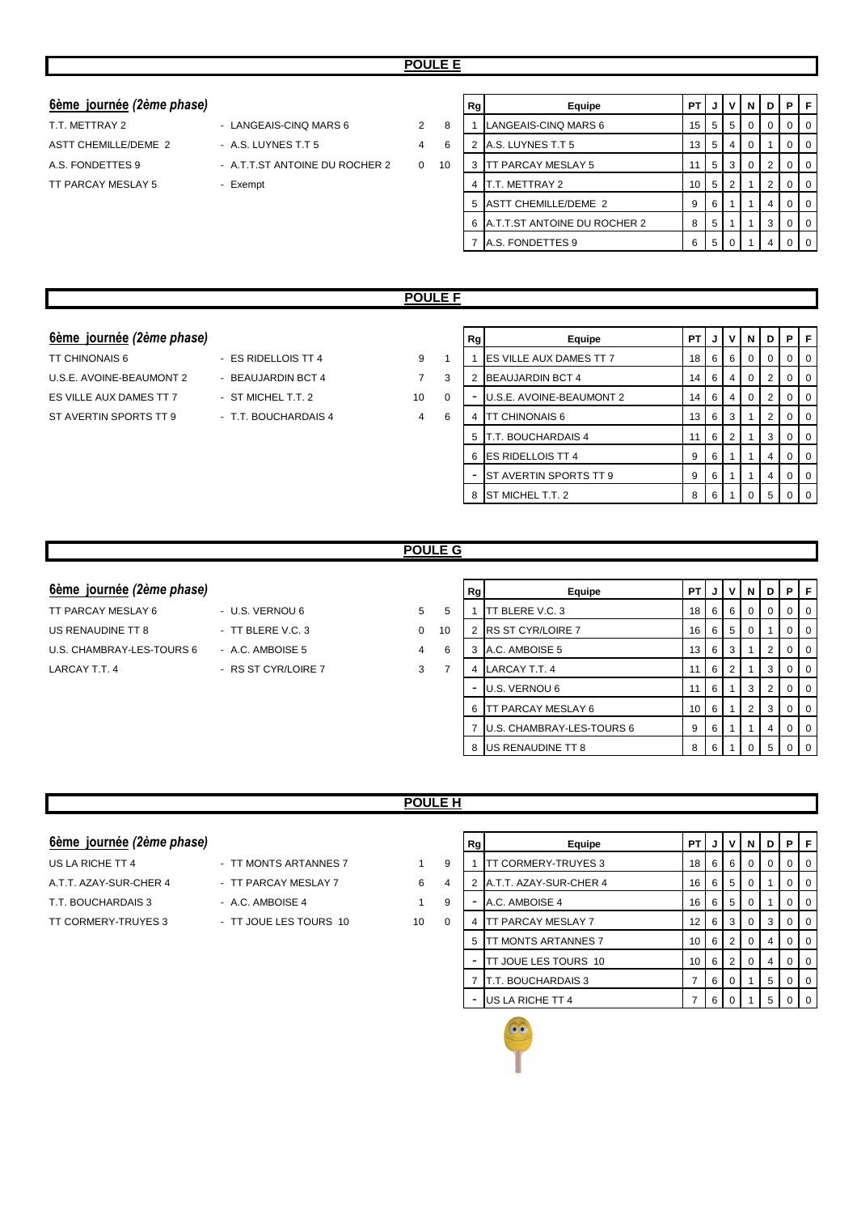## POULE E

### 6ème journée *(2ème phase)*

| | | | |
|---|---|---|---|
| T.T. METTRAY 2 | - LANGEAIS-CINQ MARS 6 | 2 | 8 |
| ASTT CHEMILLE/DEME 2 | - A.S. LUYNES T.T 5 | 4 | 6 |
| A.S. FONDETTES 9 | - A.T.T.ST ANTOINE DU ROCHER 2 | 0 | 10 |
| TT PARCAY MESLAY 5 | - Exempt | | |

| Rg | Equipe | PT | J | V | N | D | P | F |
|---|---|---|---|---|---|---|---|---|
| 1 | LANGEAIS-CINQ MARS 6 | 15 | 5 | 5 | 0 | 0 | 0 | 0 |
| 2 | A.S. LUYNES T.T 5 | 13 | 5 | 4 | 0 | 1 | 0 | 0 |
| 3 | TT PARCAY MESLAY 5 | 11 | 5 | 3 | 0 | 2 | 0 | 0 |
| 4 | T.T. METTRAY 2 | 10 | 5 | 2 | 1 | 2 | 0 | 0 |
| 5 | ASTT CHEMILLE/DEME 2 | 9 | 6 | 1 | 1 | 4 | 0 | 0 |
| 6 | A.T.T.ST ANTOINE DU ROCHER 2 | 8 | 5 | 1 | 1 | 3 | 0 | 0 |
| 7 | A.S. FONDETTES 9 | 6 | 5 | 0 | 1 | 4 | 0 | 0 |

## POULE F

### 6ème journée *(2ème phase)*

| | | | |
|---|---|---|---|
| TT CHINONAIS 6 | - ES RIDELLOIS TT 4 | 9 | 1 |
| U.S.E. AVOINE-BEAUMONT 2 | - BEAUJARDIN BCT 4 | 7 | 3 |
| ES VILLE AUX DAMES TT 7 | - ST MICHEL T.T. 2 | 10 | 0 |
| ST AVERTIN SPORTS TT 9 | - T.T. BOUCHARDAIS 4 | 4 | 6 |

| Rg | Equipe | PT | J | V | N | D | P | F |
|---|---|---|---|---|---|---|---|---|
| 1 | ES VILLE AUX DAMES TT 7 | 18 | 6 | 6 | 0 | 0 | 0 | 0 |
| 2 | BEAUJARDIN BCT 4 | 14 | 6 | 4 | 0 | 2 | 0 | 0 |
| - | U.S.E. AVOINE-BEAUMONT 2 | 14 | 6 | 4 | 0 | 2 | 0 | 0 |
| 4 | TT CHINONAIS 6 | 13 | 6 | 3 | 1 | 2 | 0 | 0 |
| 5 | T.T. BOUCHARDAIS 4 | 11 | 6 | 2 | 1 | 3 | 0 | 0 |
| 6 | ES RIDELLOIS TT 4 | 9 | 6 | 1 | 1 | 4 | 0 | 0 |
| - | ST AVERTIN SPORTS TT 9 | 9 | 6 | 1 | 1 | 4 | 0 | 0 |
| 8 | ST MICHEL T.T. 2 | 8 | 6 | 1 | 0 | 5 | 0 | 0 |

## POULE G

### 6ème journée *(2ème phase)*

| | | | |
|---|---|---|---|
| TT PARCAY MESLAY 6 | - U.S. VERNOU 6 | 5 | 5 |
| US RENAUDINE TT 8 | - TT BLERE V.C. 3 | 0 | 10 |
| U.S. CHAMBRAY-LES-TOURS 6 | - A.C. AMBOISE 5 | 4 | 6 |
| LARCAY T.T. 4 | - RS ST CYR/LOIRE 7 | 3 | 7 |

| Rg | Equipe | PT | J | V | N | D | P | F |
|---|---|---|---|---|---|---|---|---|
| 1 | TT BLERE V.C. 3 | 18 | 6 | 6 | 0 | 0 | 0 | 0 |
| 2 | RS ST CYR/LOIRE 7 | 16 | 6 | 5 | 0 | 1 | 0 | 0 |
| 3 | A.C. AMBOISE 5 | 13 | 6 | 3 | 1 | 2 | 0 | 0 |
| 4 | LARCAY T.T. 4 | 11 | 6 | 2 | 1 | 3 | 0 | 0 |
| - | U.S. VERNOU 6 | 11 | 6 | 1 | 3 | 2 | 0 | 0 |
| 6 | TT PARCAY MESLAY 6 | 10 | 6 | 1 | 2 | 3 | 0 | 0 |
| 7 | U.S. CHAMBRAY-LES-TOURS 6 | 9 | 6 | 1 | 1 | 4 | 0 | 0 |
| 8 | US RENAUDINE TT 8 | 8 | 6 | 1 | 0 | 5 | 0 | 0 |

## POULE H

### 6ème journée *(2ème phase)*

| | | | |
|---|---|---|---|
| US LA RICHE TT 4 | - TT MONTS ARTANNES 7 | 1 | 9 |
| A.T.T. AZAY-SUR-CHER 4 | - TT PARCAY MESLAY 7 | 6 | 4 |
| T.T. BOUCHARDAIS 3 | - A.C. AMBOISE 4 | 1 | 9 |
| TT CORMERY-TRUYES 3 | - TT JOUE LES TOURS 10 | 10 | 0 |

| Rg | Equipe | PT | J | V | N | D | P | F |
|---|---|---|---|---|---|---|---|---|
| 1 | TT CORMERY-TRUYES 3 | 18 | 6 | 6 | 0 | 0 | 0 | 0 |
| 2 | A.T.T. AZAY-SUR-CHER 4 | 16 | 6 | 5 | 0 | 1 | 0 | 0 |
| - | A.C. AMBOISE 4 | 16 | 6 | 5 | 0 | 1 | 0 | 0 |
| 4 | TT PARCAY MESLAY 7 | 12 | 6 | 3 | 0 | 3 | 0 | 0 |
| 5 | TT MONTS ARTANNES 7 | 10 | 6 | 2 | 0 | 4 | 0 | 0 |
| - | TT JOUE LES TOURS 10 | 10 | 6 | 2 | 0 | 4 | 0 | 0 |
| 7 | T.T. BOUCHARDAIS 3 | 7 | 6 | 0 | 1 | 5 | 0 | 0 |
| - | US LA RICHE TT 4 | 7 | 6 | 0 | 1 | 5 | 0 | 0 |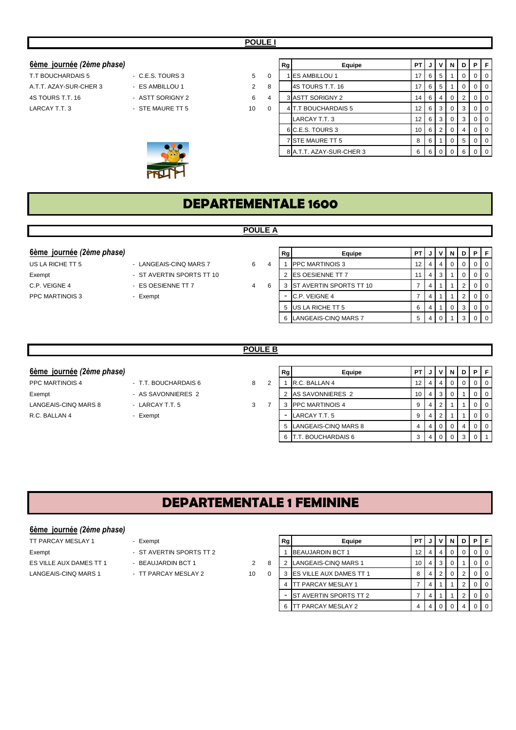## POULE I

**6ème journée** ***(2ème phase)***

| Équipe 1 | Équipe 2 | Score 1 | Score 2 |
|---|---|---|---|
| T.T BOUCHARDAIS 5 | C.E.S. TOURS 3 | 5 | 0 |
| A.T.T. AZAY-SUR-CHER 3 | ES AMBILLOU 1 | 2 | 8 |
| 4S TOURS T.T. 16 | ASTT SORIGNY 2 | 6 | 4 |
| LARCAY T.T. 3 | STE MAURE TT 5 | 10 | 0 |

| Rg | Equipe | PT | J | V | N | D | P | F |
|---|---|---|---|---|---|---|---|---|
| 1 | ES AMBILLOU 1 | 17 | 6 | 5 | 1 | 0 | 0 | 0 |
| | 4S TOURS T.T. 16 | 17 | 6 | 5 | 1 | 0 | 0 | 0 |
| 3 | ASTT SORIGNY 2 | 14 | 6 | 4 | 0 | 2 | 0 | 0 |
| 4 | T.T BOUCHARDAIS 5 | 12 | 6 | 3 | 0 | 3 | 0 | 0 |
| | LARCAY T.T. 3 | 12 | 6 | 3 | 0 | 3 | 0 | 0 |
| 6 | C.E.S. TOURS 3 | 10 | 6 | 2 | 0 | 4 | 0 | 0 |
| 7 | STE MAURE TT 5 | 8 | 6 | 1 | 0 | 5 | 0 | 0 |
| 8 | A.T.T. AZAY-SUR-CHER 3 | 6 | 6 | 0 | 0 | 6 | 0 | 0 |

# DEPARTEMENTALE 1600

## POULE A

**6ème journée** ***(2ème phase)***

| Équipe 1 | Équipe 2 | Score 1 | Score 2 |
|---|---|---|---|
| US LA RICHE TT 5 | LANGEAIS-CINQ MARS 7 | 6 | 4 |
| Exempt | ST AVERTIN SPORTS TT 10 | | |
| C.P. VEIGNE 4 | ES OESIENNE TT 7 | 4 | 6 |
| PPC MARTINOIS 3 | Exempt | | |

| Rg | Equipe | PT | J | V | N | D | P | F |
|---|---|---|---|---|---|---|---|---|
| 1 | PPC MARTINOIS 3 | 12 | 4 | 4 | 0 | 0 | 0 | 0 |
| 2 | ES OESIENNE TT 7 | 11 | 4 | 3 | 1 | 0 | 0 | 0 |
| 3 | ST AVERTIN SPORTS TT 10 | 7 | 4 | 1 | 1 | 2 | 0 | 0 |
| - | C.P. VEIGNE 4 | 7 | 4 | 1 | 1 | 2 | 0 | 0 |
| 5 | US LA RICHE TT 5 | 6 | 4 | 1 | 0 | 3 | 0 | 0 |
| 6 | LANGEAIS-CINQ MARS 7 | 5 | 4 | 0 | 1 | 3 | 0 | 0 |

## POULE B

**6ème journée** ***(2ème phase)***

| Équipe 1 | Équipe 2 | Score 1 | Score 2 |
|---|---|---|---|
| PPC MARTINOIS 4 | T.T. BOUCHARDAIS 6 | 8 | 2 |
| Exempt | AS SAVONNIERES 2 | | |
| LANGEAIS-CINQ MARS 8 | LARCAY T.T. 5 | 3 | 7 |
| R.C. BALLAN 4 | Exempt | | |

| Rg | Equipe | PT | J | V | N | D | P | F |
|---|---|---|---|---|---|---|---|---|
| 1 | R.C. BALLAN 4 | 12 | 4 | 4 | 0 | 0 | 0 | 0 |
| 2 | AS SAVONNIERES 2 | 10 | 4 | 3 | 0 | 1 | 0 | 0 |
| 3 | PPC MARTINOIS 4 | 9 | 4 | 2 | 1 | 1 | 0 | 0 |
| - | LARCAY T.T. 5 | 9 | 4 | 2 | 1 | 1 | 0 | 0 |
| 5 | LANGEAIS-CINQ MARS 8 | 4 | 4 | 0 | 0 | 4 | 0 | 0 |
| 6 | T.T. BOUCHARDAIS 6 | 3 | 4 | 0 | 0 | 3 | 0 | 1 |

# DEPARTEMENTALE 1 FEMININE

**6ème journée** ***(2ème phase)***

| Équipe 1 | Équipe 2 | Score 1 | Score 2 |
|---|---|---|---|
| TT PARCAY MESLAY 1 | Exempt | | |
| Exempt | ST AVERTIN SPORTS TT 2 | | |
| ES VILLE AUX DAMES TT 1 | BEAUJARDIN BCT 1 | 2 | 8 |
| LANGEAIS-CINQ MARS 1 | TT PARCAY MESLAY 2 | 10 | 0 |

| Rg | Equipe | PT | J | V | N | D | P | F |
|---|---|---|---|---|---|---|---|---|
| 1 | BEAUJARDIN BCT 1 | 12 | 4 | 4 | 0 | 0 | 0 | 0 |
| 2 | LANGEAIS-CINQ MARS 1 | 10 | 4 | 3 | 0 | 1 | 0 | 0 |
| 3 | ES VILLE AUX DAMES TT 1 | 8 | 4 | 2 | 0 | 2 | 0 | 0 |
| 4 | TT PARCAY MESLAY 1 | 7 | 4 | 1 | 1 | 2 | 0 | 0 |
| - | ST AVERTIN SPORTS TT 2 | 7 | 4 | 1 | 1 | 2 | 0 | 0 |
| 6 | TT PARCAY MESLAY 2 | 4 | 4 | 0 | 0 | 4 | 0 | 0 |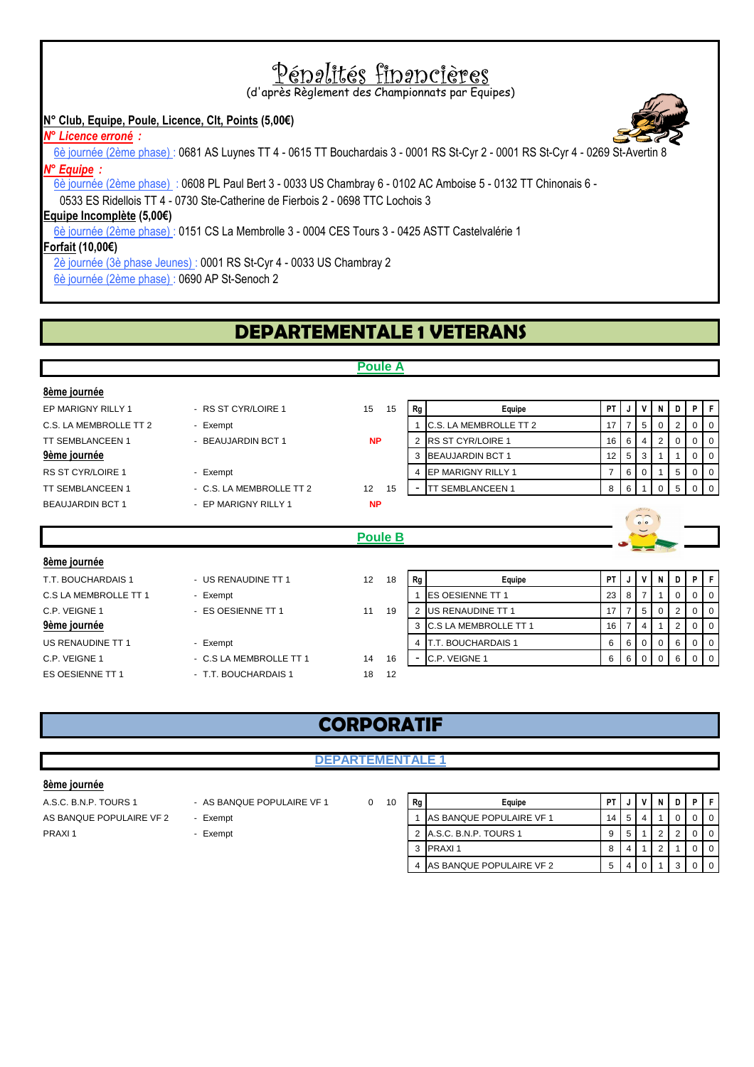# Pénalités financières

(d'après Règlement des Championnats par Equipes)

**N° Club, Equipe, Poule, Licence, Clt, Points (5,00€)**

***N° Licence erroné :***

6è journée (2ème phase) : 0681 AS Luynes TT 4 - 0615 TT Bouchardais 3 - 0001 RS St-Cyr 2 - 0001 RS St-Cyr 4 - 0269 St-Avertin 8

***N° Equipe :***

6è journée (2ème phase) : 0608 PL Paul Bert 3 - 0033 US Chambray 6 - 0102 AC Amboise 5 - 0132 TT Chinonais 6 - 0533 ES Ridellois TT 4 - 0730 Ste-Catherine de Fierbois 2 - 0698 TTC Lochois 3

**Equipe Incomplète (5,00€)**

6è journée (2ème phase) : 0151 CS La Membrolle 3 - 0004 CES Tours 3 - 0425 ASTT Castelvalérie 1

**Forfait (10,00€)**

2è journée (3è phase Jeunes) : 0001 RS St-Cyr 4 - 0033 US Chambray 2

6è journée (2ème phase) : 0690 AP St-Senoch 2

# DEPARTEMENTALE 1 VETERANS

## Poule A

**8ème journée**

| | | | |
|---|---|---|---|
| EP MARIGNY RILLY 1 | - RS ST CYR/LOIRE 1 | 15 | 15 |
| C.S. LA MEMBROLLE TT 2 | - Exempt | | |
| TT SEMBLANCEEN 1 | - BEAUJARDIN BCT 1 | NP | |

**9ème journée**

| | | | |
|---|---|---|---|
| RS ST CYR/LOIRE 1 | - Exempt | | |
| TT SEMBLANCEEN 1 | - C.S. LA MEMBROLLE TT 2 | 12 | 15 |
| BEAUJARDIN BCT 1 | - EP MARIGNY RILLY 1 | NP | |

| Rg | Equipe | PT | J | V | N | D | P | F |
|---|---|---|---|---|---|---|---|---|
| 1 | C.S. LA MEMBROLLE TT 2 | 17 | 7 | 5 | 0 | 2 | 0 | 0 |
| 2 | RS ST CYR/LOIRE 1 | 16 | 6 | 4 | 2 | 0 | 0 | 0 |
| 3 | BEAUJARDIN BCT 1 | 12 | 5 | 3 | 1 | 1 | 0 | 0 |
| 4 | EP MARIGNY RILLY 1 | 7 | 6 | 0 | 1 | 5 | 0 | 0 |
| - | TT SEMBLANCEEN 1 | 8 | 6 | 1 | 0 | 5 | 0 | 0 |

## Poule B

**8ème journée**

| | | | |
|---|---|---|---|
| T.T. BOUCHARDAIS 1 | - US RENAUDINE TT 1 | 12 | 18 |
| C.S LA MEMBROLLE TT 1 | - Exempt | | |
| C.P. VEIGNE 1 | - ES OESIENNE TT 1 | 11 | 19 |

**9ème journée**

| | | | |
|---|---|---|---|
| US RENAUDINE TT 1 | - Exempt | | |
| C.P. VEIGNE 1 | - C.S LA MEMBROLLE TT 1 | 14 | 16 |
| ES OESIENNE TT 1 | - T.T. BOUCHARDAIS 1 | 18 | 12 |

| Rg | Equipe | PT | J | V | N | D | P | F |
|---|---|---|---|---|---|---|---|---|
| 1 | ES OESIENNE TT 1 | 23 | 8 | 7 | 1 | 0 | 0 | 0 |
| 2 | US RENAUDINE TT 1 | 17 | 7 | 5 | 0 | 2 | 0 | 0 |
| 3 | C.S LA MEMBROLLE TT 1 | 16 | 7 | 4 | 1 | 2 | 0 | 0 |
| 4 | T.T. BOUCHARDAIS 1 | 6 | 6 | 0 | 0 | 6 | 0 | 0 |
| - | C.P. VEIGNE 1 | 6 | 6 | 0 | 0 | 6 | 0 | 0 |

# CORPORATIF

## DEPARTEMENTALE 1

**8ème journée**

| | | | |
|---|---|---|---|
| A.S.C. B.N.P. TOURS 1 | - AS BANQUE POPULAIRE VF 1 | 0 | 10 |
| AS BANQUE POPULAIRE VF 2 | - Exempt | | |
| PRAXI 1 | - Exempt | | |

| Rg | Equipe | PT | J | V | N | D | P | F |
|---|---|---|---|---|---|---|---|---|
| 1 | AS BANQUE POPULAIRE VF 1 | 14 | 5 | 4 | 1 | 0 | 0 | 0 |
| 2 | A.S.C. B.N.P. TOURS 1 | 9 | 5 | 1 | 2 | 2 | 0 | 0 |
| 3 | PRAXI 1 | 8 | 4 | 1 | 2 | 1 | 0 | 0 |
| 4 | AS BANQUE POPULAIRE VF 2 | 5 | 4 | 0 | 1 | 3 | 0 | 0 |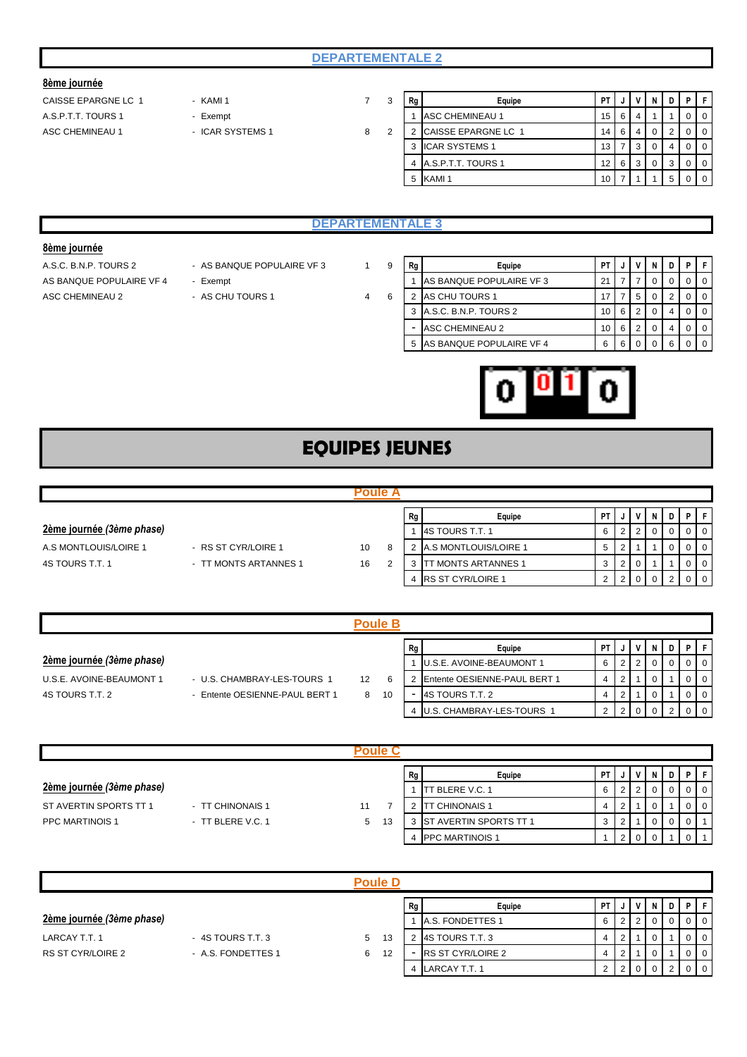## DEPARTEMENTALE 2

**8ème journée**

| | | | |
|---|---|---|---|
| CAISSE EPARGNE LC 1 | - KAMI 1 | 7 | 3 |
| A.S.P.T.T. TOURS 1 | - Exempt | | |
| ASC CHEMINEAU 1 | - ICAR SYSTEMS 1 | 8 | 2 |

| Rg | Equipe | PT | J | V | N | D | P | F |
|---|---|---|---|---|---|---|---|---|
| 1 | ASC CHEMINEAU 1 | 15 | 6 | 4 | 1 | 1 | 0 | 0 |
| 2 | CAISSE EPARGNE LC 1 | 14 | 6 | 4 | 0 | 2 | 0 | 0 |
| 3 | ICAR SYSTEMS 1 | 13 | 7 | 3 | 0 | 4 | 0 | 0 |
| 4 | A.S.P.T.T. TOURS 1 | 12 | 6 | 3 | 0 | 3 | 0 | 0 |
| 5 | KAMI 1 | 10 | 7 | 1 | 1 | 5 | 0 | 0 |

## DEPARTEMENTALE 3

**8ème journée**

| | | | |
|---|---|---|---|
| A.S.C. B.N.P. TOURS 2 | - AS BANQUE POPULAIRE VF 3 | 1 | 9 |
| AS BANQUE POPULAIRE VF 4 | - Exempt | | |
| ASC CHEMINEAU 2 | - AS CHU TOURS 1 | 4 | 6 |

| Rg | Equipe | PT | J | V | N | D | P | F |
|---|---|---|---|---|---|---|---|---|
| 1 | AS BANQUE POPULAIRE VF 3 | 21 | 7 | 7 | 0 | 0 | 0 | 0 |
| 2 | AS CHU TOURS 1 | 17 | 7 | 5 | 0 | 2 | 0 | 0 |
| 3 | A.S.C. B.N.P. TOURS 2 | 10 | 6 | 2 | 0 | 4 | 0 | 0 |
| - | ASC CHEMINEAU 2 | 10 | 6 | 2 | 0 | 4 | 0 | 0 |
| 5 | AS BANQUE POPULAIRE VF 4 | 6 | 6 | 0 | 0 | 6 | 0 | 0 |

# EQUIPES JEUNES

## Poule A

**2ème journée *(3ème phase)***

| | | | |
|---|---|---|---|
| A.S MONTLOUIS/LOIRE 1 | - RS ST CYR/LOIRE 1 | 10 | 8 |
| 4S TOURS T.T. 1 | - TT MONTS ARTANNES 1 | 16 | 2 |

| Rg | Equipe | PT | J | V | N | D | P | F |
|---|---|---|---|---|---|---|---|---|
| 1 | 4S TOURS T.T. 1 | 6 | 2 | 2 | 0 | 0 | 0 | 0 |
| 2 | A.S MONTLOUIS/LOIRE 1 | 5 | 2 | 1 | 1 | 0 | 0 | 0 |
| 3 | TT MONTS ARTANNES 1 | 3 | 2 | 0 | 1 | 1 | 0 | 0 |
| 4 | RS ST CYR/LOIRE 1 | 2 | 2 | 0 | 0 | 2 | 0 | 0 |

## Poule B

**2ème journée *(3ème phase)***

| | | | |
|---|---|---|---|
| U.S.E. AVOINE-BEAUMONT 1 | - U.S. CHAMBRAY-LES-TOURS 1 | 12 | 6 |
| 4S TOURS T.T. 2 | - Entente OESIENNE-PAUL BERT 1 | 8 | 10 |

| Rg | Equipe | PT | J | V | N | D | P | F |
|---|---|---|---|---|---|---|---|---|
| 1 | U.S.E. AVOINE-BEAUMONT 1 | 6 | 2 | 2 | 0 | 0 | 0 | 0 |
| 2 | Entente OESIENNE-PAUL BERT 1 | 4 | 2 | 1 | 0 | 1 | 0 | 0 |
| - | 4S TOURS T.T. 2 | 4 | 2 | 1 | 0 | 1 | 0 | 0 |
| 4 | U.S. CHAMBRAY-LES-TOURS 1 | 2 | 2 | 0 | 0 | 2 | 0 | 0 |

## Poule C

**2ème journée *(3ème phase)***

| | | | |
|---|---|---|---|
| ST AVERTIN SPORTS TT 1 | - TT CHINONAIS 1 | 11 | 7 |
| PPC MARTINOIS 1 | - TT BLERE V.C. 1 | 5 | 13 |

| Rg | Equipe | PT | J | V | N | D | P | F |
|---|---|---|---|---|---|---|---|---|
| 1 | TT BLERE V.C. 1 | 6 | 2 | 2 | 0 | 0 | 0 | 0 |
| 2 | TT CHINONAIS 1 | 4 | 2 | 1 | 0 | 1 | 0 | 0 |
| 3 | ST AVERTIN SPORTS TT 1 | 3 | 2 | 1 | 0 | 0 | 0 | 1 |
| 4 | PPC MARTINOIS 1 | 1 | 2 | 0 | 0 | 1 | 0 | 1 |

## Poule D

**2ème journée *(3ème phase)***

| | | | |
|---|---|---|---|
| LARCAY T.T. 1 | - 4S TOURS T.T. 3 | 5 | 13 |
| RS ST CYR/LOIRE 2 | - A.S. FONDETTES 1 | 6 | 12 |

| Rg | Equipe | PT | J | V | N | D | P | F |
|---|---|---|---|---|---|---|---|---|
| 1 | A.S. FONDETTES 1 | 6 | 2 | 2 | 0 | 0 | 0 | 0 |
| 2 | 4S TOURS T.T. 3 | 4 | 2 | 1 | 0 | 1 | 0 | 0 |
| - | RS ST CYR/LOIRE 2 | 4 | 2 | 1 | 0 | 1 | 0 | 0 |
| 4 | LARCAY T.T. 1 | 2 | 2 | 0 | 0 | 2 | 0 | 0 |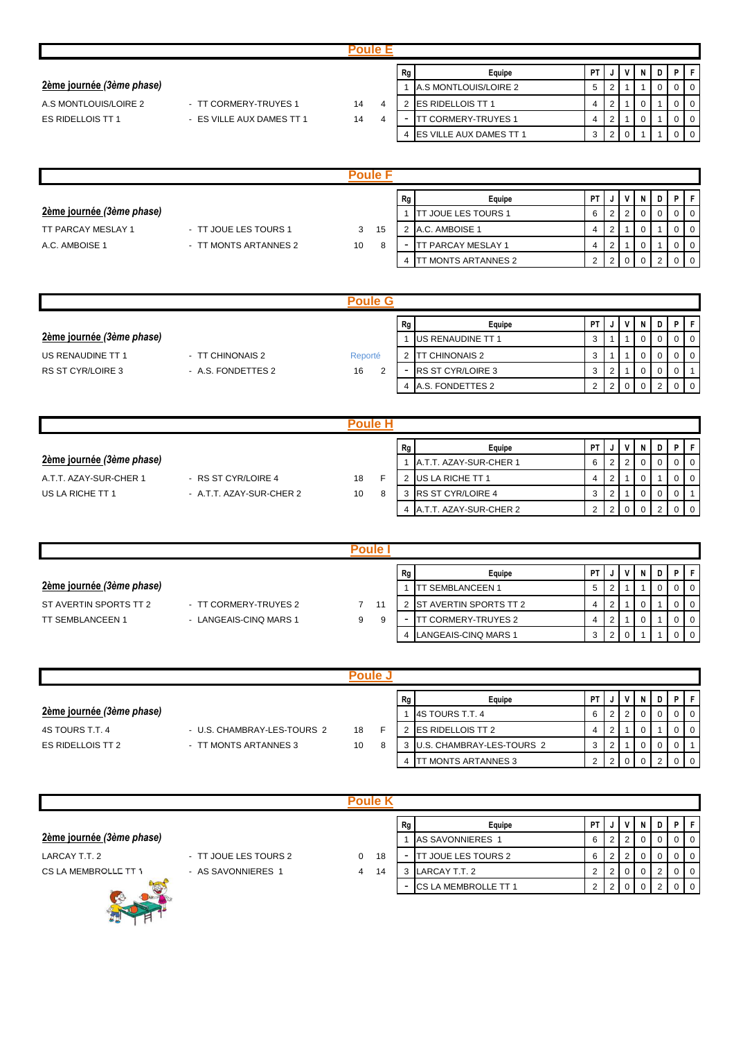## Poule E

**2ème journée *(3ème phase)***

| | | | |
|---|---|---|---|
| A.S MONTLOUIS/LOIRE 2 | - TT CORMERY-TRUYES 1 | 14 | 4 |
| ES RIDELLOIS TT 1 | - ES VILLE AUX DAMES TT 1 | 14 | 4 |

| Rg | Equipe | PT | J | V | N | D | P | F |
|---|---|---|---|---|---|---|---|---|
| 1 | A.S MONTLOUIS/LOIRE 2 | 5 | 2 | 1 | 1 | 0 | 0 | 0 |
| 2 | ES RIDELLOIS TT 1 | 4 | 2 | 1 | 0 | 1 | 0 | 0 |
| - | TT CORMERY-TRUYES 1 | 4 | 2 | 1 | 0 | 1 | 0 | 0 |
| 4 | ES VILLE AUX DAMES TT 1 | 3 | 2 | 0 | 1 | 1 | 0 | 0 |

## Poule F

**2ème journée *(3ème phase)***

| | | | |
|---|---|---|---|
| TT PARCAY MESLAY 1 | - TT JOUE LES TOURS 1 | 3 | 15 |
| A.C. AMBOISE 1 | - TT MONTS ARTANNES 2 | 10 | 8 |

| Rg | Equipe | PT | J | V | N | D | P | F |
|---|---|---|---|---|---|---|---|---|
| 1 | TT JOUE LES TOURS 1 | 6 | 2 | 2 | 0 | 0 | 0 | 0 |
| 2 | A.C. AMBOISE 1 | 4 | 2 | 1 | 0 | 1 | 0 | 0 |
| - | TT PARCAY MESLAY 1 | 4 | 2 | 1 | 0 | 1 | 0 | 0 |
| 4 | TT MONTS ARTANNES 2 | 2 | 2 | 0 | 0 | 2 | 0 | 0 |

## Poule G

**2ème journée *(3ème phase)***

| | | | |
|---|---|---|---|
| US RENAUDINE TT 1 | - TT CHINONAIS 2 | Reporté | |
| RS ST CYR/LOIRE 3 | - A.S. FONDETTES 2 | 16 | 2 |

| Rg | Equipe | PT | J | V | N | D | P | F |
|---|---|---|---|---|---|---|---|---|
| 1 | US RENAUDINE TT 1 | 3 | 1 | 1 | 0 | 0 | 0 | 0 |
| 2 | TT CHINONAIS 2 | 3 | 1 | 1 | 0 | 0 | 0 | 0 |
| - | RS ST CYR/LOIRE 3 | 3 | 2 | 1 | 0 | 0 | 0 | 1 |
| 4 | A.S. FONDETTES 2 | 2 | 2 | 0 | 0 | 2 | 0 | 0 |

## Poule H

**2ème journée *(3ème phase)***

| | | | |
|---|---|---|---|
| A.T.T. AZAY-SUR-CHER 1 | - RS ST CYR/LOIRE 4 | 18 | F |
| US LA RICHE TT 1 | - A.T.T. AZAY-SUR-CHER 2 | 10 | 8 |

| Rg | Equipe | PT | J | V | N | D | P | F |
|---|---|---|---|---|---|---|---|---|
| 1 | A.T.T. AZAY-SUR-CHER 1 | 6 | 2 | 2 | 0 | 0 | 0 | 0 |
| 2 | US LA RICHE TT 1 | 4 | 2 | 1 | 0 | 1 | 0 | 0 |
| 3 | RS ST CYR/LOIRE 4 | 3 | 2 | 1 | 0 | 0 | 0 | 1 |
| 4 | A.T.T. AZAY-SUR-CHER 2 | 2 | 2 | 0 | 0 | 2 | 0 | 0 |

## Poule I

**2ème journée *(3ème phase)***

| | | | |
|---|---|---|---|
| ST AVERTIN SPORTS TT 2 | - TT CORMERY-TRUYES 2 | 7 | 11 |
| TT SEMBLANCEEN 1 | - LANGEAIS-CINQ MARS 1 | 9 | 9 |

| Rg | Equipe | PT | J | V | N | D | P | F |
|---|---|---|---|---|---|---|---|---|
| 1 | TT SEMBLANCEEN 1 | 5 | 2 | 1 | 1 | 0 | 0 | 0 |
| 2 | ST AVERTIN SPORTS TT 2 | 4 | 2 | 1 | 0 | 1 | 0 | 0 |
| - | TT CORMERY-TRUYES 2 | 4 | 2 | 1 | 0 | 1 | 0 | 0 |
| 4 | LANGEAIS-CINQ MARS 1 | 3 | 2 | 0 | 1 | 1 | 0 | 0 |

## Poule J

**2ème journée *(3ème phase)***

| | | | |
|---|---|---|---|
| 4S TOURS T.T. 4 | - U.S. CHAMBRAY-LES-TOURS 2 | 18 | F |
| ES RIDELLOIS TT 2 | - TT MONTS ARTANNES 3 | 10 | 8 |

| Rg | Equipe | PT | J | V | N | D | P | F |
|---|---|---|---|---|---|---|---|---|
| 1 | 4S TOURS T.T. 4 | 6 | 2 | 2 | 0 | 0 | 0 | 0 |
| 2 | ES RIDELLOIS TT 2 | 4 | 2 | 1 | 0 | 1 | 0 | 0 |
| 3 | U.S. CHAMBRAY-LES-TOURS 2 | 3 | 2 | 1 | 0 | 0 | 0 | 1 |
| 4 | TT MONTS ARTANNES 3 | 2 | 2 | 0 | 0 | 2 | 0 | 0 |

## Poule K

**2ème journée *(3ème phase)***

| | | | |
|---|---|---|---|
| LARCAY T.T. 2 | - TT JOUE LES TOURS 2 | 0 | 18 |
| CS LA MEMBROLLE TT 1 | - AS SAVONNIERES 1 | 4 | 14 |

| Rg | Equipe | PT | J | V | N | D | P | F |
|---|---|---|---|---|---|---|---|---|
| 1 | AS SAVONNIERES 1 | 6 | 2 | 2 | 0 | 0 | 0 | 0 |
| - | TT JOUE LES TOURS 2 | 6 | 2 | 2 | 0 | 0 | 0 | 0 |
| 3 | LARCAY T.T. 2 | 2 | 2 | 0 | 0 | 2 | 0 | 0 |
| - | CS LA MEMBROLLE TT 1 | 2 | 2 | 0 | 0 | 2 | 0 | 0 |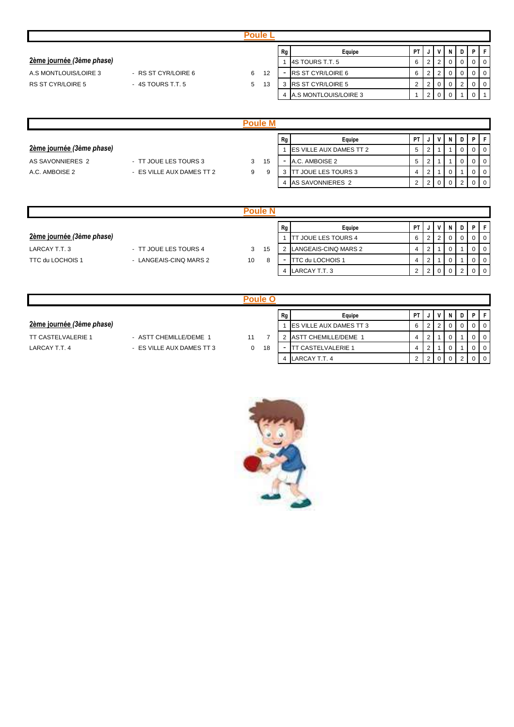## Poule L

**2ème journée** ***(3ème phase)***

| | | | |
|---|---|---|---|
| A.S MONTLOUIS/LOIRE 3 | - RS ST CYR/LOIRE 6 | 6 | 12 |
| RS ST CYR/LOIRE 5 | - 4S TOURS T.T. 5 | 5 | 13 |

| Rg | Equipe | PT | J | V | N | D | P | F |
|---|---|---|---|---|---|---|---|---|
| 1 | 4S TOURS T.T. 5 | 6 | 2 | 2 | 0 | 0 | 0 | 0 |
| - | RS ST CYR/LOIRE 6 | 6 | 2 | 2 | 0 | 0 | 0 | 0 |
| 3 | RS ST CYR/LOIRE 5 | 2 | 2 | 0 | 0 | 2 | 0 | 0 |
| 4 | A.S MONTLOUIS/LOIRE 3 | 1 | 2 | 0 | 0 | 1 | 0 | 1 |

## Poule M

**2ème journée** ***(3ème phase)***

| | | | |
|---|---|---|---|
| AS SAVONNIERES 2 | - TT JOUE LES TOURS 3 | 3 | 15 |
| A.C. AMBOISE 2 | - ES VILLE AUX DAMES TT 2 | 9 | 9 |

| Rg | Equipe | PT | J | V | N | D | P | F |
|---|---|---|---|---|---|---|---|---|
| 1 | ES VILLE AUX DAMES TT 2 | 5 | 2 | 1 | 1 | 0 | 0 | 0 |
| - | A.C. AMBOISE 2 | 5 | 2 | 1 | 1 | 0 | 0 | 0 |
| 3 | TT JOUE LES TOURS 3 | 4 | 2 | 1 | 0 | 1 | 0 | 0 |
| 4 | AS SAVONNIERES 2 | 2 | 2 | 0 | 0 | 2 | 0 | 0 |

## Poule N

**2ème journée** ***(3ème phase)***

| | | | |
|---|---|---|---|
| LARCAY T.T. 3 | - TT JOUE LES TOURS 4 | 3 | 15 |
| TTC du LOCHOIS 1 | - LANGEAIS-CINQ MARS 2 | 10 | 8 |

| Rg | Equipe | PT | J | V | N | D | P | F |
|---|---|---|---|---|---|---|---|---|
| 1 | TT JOUE LES TOURS 4 | 6 | 2 | 2 | 0 | 0 | 0 | 0 |
| 2 | LANGEAIS-CINQ MARS 2 | 4 | 2 | 1 | 0 | 1 | 0 | 0 |
| - | TTC du LOCHOIS 1 | 4 | 2 | 1 | 0 | 1 | 0 | 0 |
| 4 | LARCAY T.T. 3 | 2 | 2 | 0 | 0 | 2 | 0 | 0 |

## Poule O

**2ème journée** ***(3ème phase)***

| | | | |
|---|---|---|---|
| TT CASTELVALERIE 1 | - ASTT CHEMILLE/DEME 1 | 11 | 7 |
| LARCAY T.T. 4 | - ES VILLE AUX DAMES TT 3 | 0 | 18 |

| Rg | Equipe | PT | J | V | N | D | P | F |
|---|---|---|---|---|---|---|---|---|
| 1 | ES VILLE AUX DAMES TT 3 | 6 | 2 | 2 | 0 | 0 | 0 | 0 |
| 2 | ASTT CHEMILLE/DEME 1 | 4 | 2 | 1 | 0 | 1 | 0 | 0 |
| - | TT CASTELVALERIE 1 | 4 | 2 | 1 | 0 | 1 | 0 | 0 |
| 4 | LARCAY T.T. 4 | 2 | 2 | 0 | 0 | 2 | 0 | 0 |